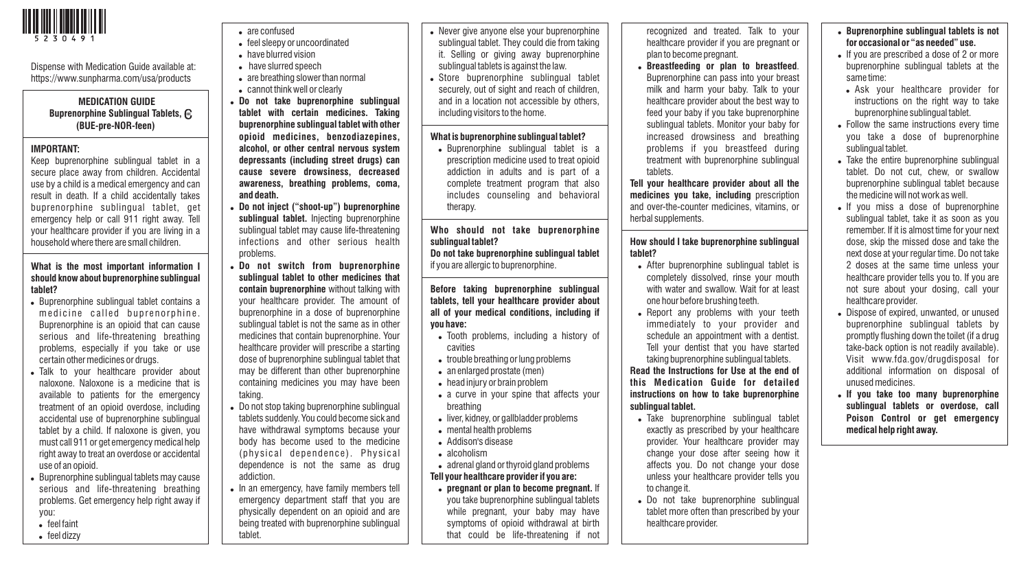5 2 3 0 4 9 1

Dispense with Medication Guide available at: https://www.sunpharma.com/usa/products

## MEDICATION GUIDE
## Buprenorphine Sublingual Tablets, CIII
## (BUE-pre-NOR-feen)

**IMPORTANT:**

Keep buprenorphine sublingual tablet in a secure place away from children. Accidental use by a child is a medical emergency and can result in death. If a child accidentally takes buprenorphine sublingual tablet, get emergency help or call 911 right away. Tell your healthcare provider if you are living in a household where there are small children.

**What is the most important information I should know about buprenorphine sublingual tablet?**

- Buprenorphine sublingual tablet contains a medicine called buprenorphine. Buprenorphine is an opioid that can cause serious and life-threatening breathing problems, especially if you take or use certain other medicines or drugs.
- Talk to your healthcare provider about naloxone. Naloxone is a medicine that is available to patients for the emergency treatment of an opioid overdose, including accidental use of buprenorphine sublingual tablet by a child. If naloxone is given, you must call 911 or get emergency medical help right away to treat an overdose or accidental use of an opioid.
- Buprenorphine sublingual tablets may cause serious and life-threatening breathing problems. Get emergency help right away if you:
  - feel faint
  - feel dizzy
  - are confused
  - feel sleepy or uncoordinated
  - have blurred vision
  - have slurred speech
  - are breathing slower than normal
  - cannot think well or clearly
- **Do not take buprenorphine sublingual tablet with certain medicines. Taking buprenorphine sublingual tablet with other opioid medicines, benzodiazepines, alcohol, or other central nervous system depressants (including street drugs) can cause severe drowsiness, decreased awareness, breathing problems, coma, and death.**
- **Do not inject ("shoot-up") buprenorphine sublingual tablet.** Injecting buprenorphine sublingual tablet may cause life-threatening infections and other serious health problems.
- **Do not switch from buprenorphine sublingual tablet to other medicines that contain buprenorphine** without talking with your healthcare provider. The amount of buprenorphine in a dose of buprenorphine sublingual tablet is not the same as in other medicines that contain buprenorphine. Your healthcare provider will prescribe a starting dose of buprenorphine sublingual tablet that may be different than other buprenorphine containing medicines you may have been taking.
- Do not stop taking buprenorphine sublingual tablets suddenly. You could become sick and have withdrawal symptoms because your body has become used to the medicine (physical dependence). Physical dependence is not the same as drug addiction.
- In an emergency, have family members tell emergency department staff that you are physically dependent on an opioid and are being treated with buprenorphine sublingual tablet.
- Never give anyone else your buprenorphine sublingual tablet. They could die from taking it. Selling or giving away buprenorphine sublingual tablets is against the law.
- Store buprenorphine sublingual tablet securely, out of sight and reach of children, and in a location not accessible by others, including visitors to the home.

**What is buprenorphine sublingual tablet?**

- Buprenorphine sublingual tablet is a prescription medicine used to treat opioid addiction in adults and is part of a complete treatment program that also includes counseling and behavioral therapy.

**Who should not take buprenorphine sublingual tablet?**

**Do not take buprenorphine sublingual tablet** if you are allergic to buprenorphine.

**Before taking buprenorphine sublingual tablets, tell your healthcare provider about all of your medical conditions, including if you have:**

- Tooth problems, including a history of cavities
- trouble breathing or lung problems
- an enlarged prostate (men)
- head injury or brain problem
- a curve in your spine that affects your breathing
- liver, kidney, or gallbladder problems
- mental health problems
- Addison's disease
- alcoholism
- adrenal gland or thyroid gland problems

**Tell your healthcare provider if you are:**

- **pregnant or plan to become pregnant.** If you take buprenorphine sublingual tablets while pregnant, your baby may have symptoms of opioid withdrawal at birth that could be life-threatening if not recognized and treated. Talk to your healthcare provider if you are pregnant or plan to become pregnant.
- **Breastfeeding or plan to breastfeed**. Buprenorphine can pass into your breast milk and harm your baby. Talk to your healthcare provider about the best way to feed your baby if you take buprenorphine sublingual tablets. Monitor your baby for increased drowsiness and breathing problems if you breastfeed during treatment with buprenorphine sublingual tablets.

**Tell your healthcare provider about all the medicines you take, including** prescription and over-the-counter medicines, vitamins, or herbal supplements.

**How should I take buprenorphine sublingual tablet?**

- After buprenorphine sublingual tablet is completely dissolved, rinse your mouth with water and swallow. Wait for at least one hour before brushing teeth.
- Report any problems with your teeth immediately to your provider and schedule an appointment with a dentist. Tell your dentist that you have started taking buprenorphine sublingual tablets.

**Read the Instructions for Use at the end of this Medication Guide for detailed instructions on how to take buprenorphine sublingual tablet.**

- Take buprenorphine sublingual tablet exactly as prescribed by your healthcare provider. Your healthcare provider may change your dose after seeing how it affects you. Do not change your dose unless your healthcare provider tells you to change it.
- Do not take buprenorphine sublingual tablet more often than prescribed by your healthcare provider.
- **Buprenorphine sublingual tablets is not for occasional or "as needed" use.**
- If you are prescribed a dose of 2 or more buprenorphine sublingual tablets at the same time:
  - Ask your healthcare provider for instructions on the right way to take buprenorphine sublingual tablet.
- Follow the same instructions every time you take a dose of buprenorphine sublingual tablet.
- Take the entire buprenorphine sublingual tablet. Do not cut, chew, or swallow buprenorphine sublingual tablet because the medicine will not work as well.
- If you miss a dose of buprenorphine sublingual tablet, take it as soon as you remember. If it is almost time for your next dose, skip the missed dose and take the next dose at your regular time. Do not take 2 doses at the same time unless your healthcare provider tells you to. If you are not sure about your dosing, call your healthcare provider.
- Dispose of expired, unwanted, or unused buprenorphine sublingual tablets by promptly flushing down the toilet (if a drug take-back option is not readily available). Visit www.fda.gov/drugdisposal for additional information on disposal of unused medicines.
- **If you take too many buprenorphine sublingual tablets or overdose, call Poison Control or get emergency medical help right away.**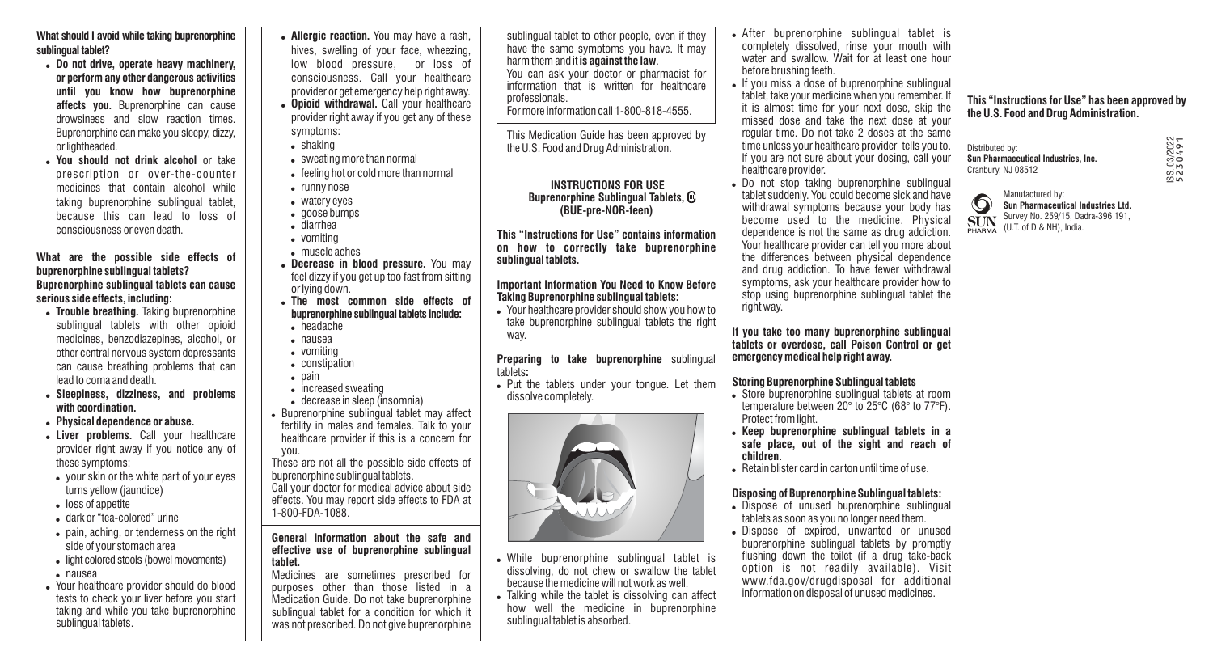**What should I avoid while taking buprenorphine sublingual tablet?**

- **Do not drive, operate heavy machinery, or perform any other dangerous activities until you know how buprenorphine affects you.** Buprenorphine can cause drowsiness and slow reaction times. Buprenorphine can make you sleepy, dizzy, or lightheaded.
- **You should not drink alcohol** or take prescription or over-the-counter medicines that contain alcohol while taking buprenorphine sublingual tablet, because this can lead to loss of consciousness or even death.

**What are the possible side effects of buprenorphine sublingual tablets?**

**Buprenorphine sublingual tablets can cause serious side effects, including:**

- **Trouble breathing.** Taking buprenorphine sublingual tablets with other opioid medicines, benzodiazepines, alcohol, or other central nervous system depressants can cause breathing problems that can lead to coma and death.
- **Sleepiness, dizziness, and problems with coordination.**
- **Physical dependence or abuse.**
- **Liver problems.** Call your healthcare provider right away if you notice any of these symptoms:
  - your skin or the white part of your eyes turns yellow (jaundice)
  - loss of appetite
  - dark or "tea-colored" urine
  - pain, aching, or tenderness on the right side of your stomach area
  - light colored stools (bowel movements)
  - nausea
- Your healthcare provider should do blood tests to check your liver before you start taking and while you take buprenorphine sublingual tablets.
- **Allergic reaction.** You may have a rash, hives, swelling of your face, wheezing, low blood pressure, or loss of consciousness. Call your healthcare provider or get emergency help right away.
- **Opioid withdrawal.** Call your healthcare provider right away if you get any of these symptoms:
  - shaking
  - sweating more than normal
  - feeling hot or cold more than normal
  - runny nose
  - watery eyes
  - goose bumps
  - diarrhea
  - vomiting
  - muscle aches
- **Decrease in blood pressure.** You may feel dizzy if you get up too fast from sitting or lying down.
- **The most common side effects of buprenorphine sublingual tablets include:**
  - headache
  - nausea
  - vomiting
  - constipation
  - pain
  - increased sweating
  - decrease in sleep (insomnia)
- Buprenorphine sublingual tablet may affect fertility in males and females. Talk to your healthcare provider if this is a concern for you.

These are not all the possible side effects of buprenorphine sublingual tablets.

Call your doctor for medical advice about side effects. You may report side effects to FDA at 1-800-FDA-1088.

**General information about the safe and effective use of buprenorphine sublingual tablet.**

Medicines are sometimes prescribed for purposes other than those listed in a Medication Guide. Do not take buprenorphine sublingual tablet for a condition for which it was not prescribed. Do not give buprenorphine sublingual tablet to other people, even if they have the same symptoms you have. It may harm them and it **is against the law**.

You can ask your doctor or pharmacist for information that is written for healthcare professionals.

For more information call 1-800-818-4555.

This Medication Guide has been approved by the U.S. Food and Drug Administration.

## INSTRUCTIONS FOR USE
## Buprenorphine Sublingual Tablets, CIII
## (BUE-pre-NOR-feen)

**This "Instructions for Use" contains information on how to correctly take buprenorphine sublingual tablets.**

**Important Information You Need to Know Before Taking Buprenorphine sublingual tablets:**

- Your healthcare provider should show you how to take buprenorphine sublingual tablets the right way.

**Preparing to take buprenorphine** sublingual tablets**:**

- Put the tablets under your tongue. Let them dissolve completely.
- While buprenorphine sublingual tablet is dissolving, do not chew or swallow the tablet because the medicine will not work as well.
- Talking while the tablet is dissolving can affect how well the medicine in buprenorphine sublingual tablet is absorbed.
- After buprenorphine sublingual tablet is completely dissolved, rinse your mouth with water and swallow. Wait for at least one hour before brushing teeth.
- If you miss a dose of buprenorphine sublingual tablet, take your medicine when you remember. If it is almost time for your next dose, skip the missed dose and take the next dose at your regular time. Do not take 2 doses at the same time unless your healthcare provider tells you to. If you are not sure about your dosing, call your healthcare provider.
- Do not stop taking buprenorphine sublingual tablet suddenly. You could become sick and have withdrawal symptoms because your body has become used to the medicine. Physical dependence is not the same as drug addiction. Your healthcare provider can tell you more about the differences between physical dependence and drug addiction. To have fewer withdrawal symptoms, ask your healthcare provider how to stop using buprenorphine sublingual tablet the right way.

**If you take too many buprenorphine sublingual tablets or overdose, call Poison Control or get emergency medical help right away.**

**Storing Buprenorphine Sublingual tablets**

- Store buprenorphine sublingual tablets at room temperature between 20° to 25°C (68° to 77°F). Protect from light.
- **Keep buprenorphine sublingual tablets in a safe place, out of the sight and reach of children.**
- Retain blister card in carton until time of use.

**Disposing of Buprenorphine Sublingual tablets:**

- Dispose of unused buprenorphine sublingual tablets as soon as you no longer need them.
- Dispose of expired, unwanted or unused buprenorphine sublingual tablets by promptly flushing down the toilet (if a drug take-back option is not readily available). Visit www.fda.gov/drugdisposal for additional information on disposal of unused medicines.

**This "Instructions for Use" has been approved by the U.S. Food and Drug Administration.**

Distributed by:
**Sun Pharmaceutical Industries, Inc.**
Cranbury, NJ 08512

Manufactured by:
**Sun Pharmaceutical Industries Ltd.**
Survey No. 259/15, Dadra-396 191,
(U.T. of D & NH), India.

ISS. 03/2022
5230491